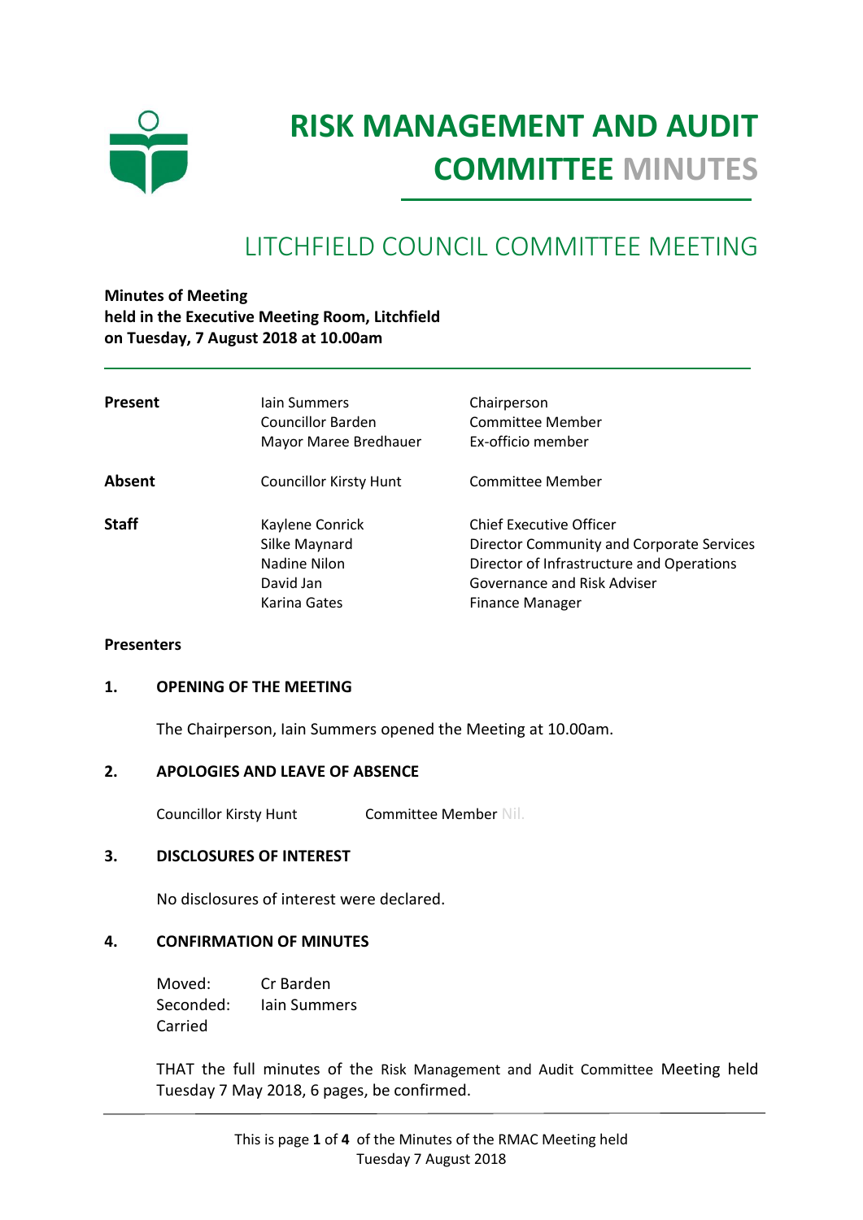# RISK MANAGEMENT AND AUDIT COMMITTEE MINUTES

## LITCHFIELD COUNCIL COMMITTEE MEETING

**Minutes of Meeting**
**held in the Executive Meeting Room, Litchfield**
**on Tuesday, 7 August 2018 at 10.00am**

| | | |
|---|---|---|
| **Present** | Iain Summers | Chairperson |
| | Councillor Barden | Committee Member |
| | Mayor Maree Bredhauer | Ex-officio member |
| **Absent** | Councillor Kirsty Hunt | Committee Member |
| **Staff** | Kaylene Conrick | Chief Executive Officer |
| | Silke Maynard | Director Community and Corporate Services |
| | Nadine Nilon | Director of Infrastructure and Operations |
| | David Jan | Governance and Risk Adviser |
| | Karina Gates | Finance Manager |

**Presenters**

**1. OPENING OF THE MEETING**

The Chairperson, Iain Summers opened the Meeting at 10.00am.

**2. APOLOGIES AND LEAVE OF ABSENCE**

Councillor Kirsty Hunt Committee Member Nil.

**3. DISCLOSURES OF INTEREST**

No disclosures of interest were declared.

**4. CONFIRMATION OF MINUTES**

Moved: Cr Barden
Seconded: Iain Summers
Carried

THAT the full minutes of the Risk Management and Audit Committee Meeting held Tuesday 7 May 2018, 6 pages, be confirmed.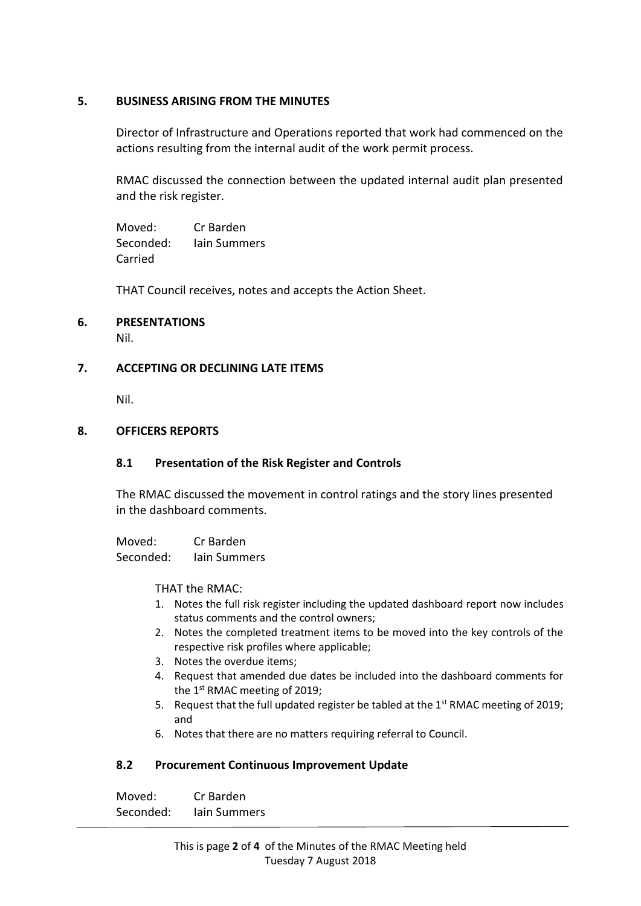## 5. BUSINESS ARISING FROM THE MINUTES

Director of Infrastructure and Operations reported that work had commenced on the actions resulting from the internal audit of the work permit process.

RMAC discussed the connection between the updated internal audit plan presented and the risk register.

Moved: Cr Barden  
Seconded: Iain Summers  
Carried

THAT Council receives, notes and accepts the Action Sheet.

## 6. PRESENTATIONS

Nil.

## 7. ACCEPTING OR DECLINING LATE ITEMS

Nil.

## 8. OFFICERS REPORTS

### 8.1 Presentation of the Risk Register and Controls

The RMAC discussed the movement in control ratings and the story lines presented in the dashboard comments.

Moved: Cr Barden  
Seconded: Iain Summers

THAT the RMAC:

1. Notes the full risk register including the updated dashboard report now includes status comments and the control owners;
2. Notes the completed treatment items to be moved into the key controls of the respective risk profiles where applicable;
3. Notes the overdue items;
4. Request that amended due dates be included into the dashboard comments for the 1st RMAC meeting of 2019;
5. Request that the full updated register be tabled at the 1st RMAC meeting of 2019; and
6. Notes that there are no matters requiring referral to Council.

### 8.2 Procurement Continuous Improvement Update

Moved: Cr Barden  
Seconded: Iain Summers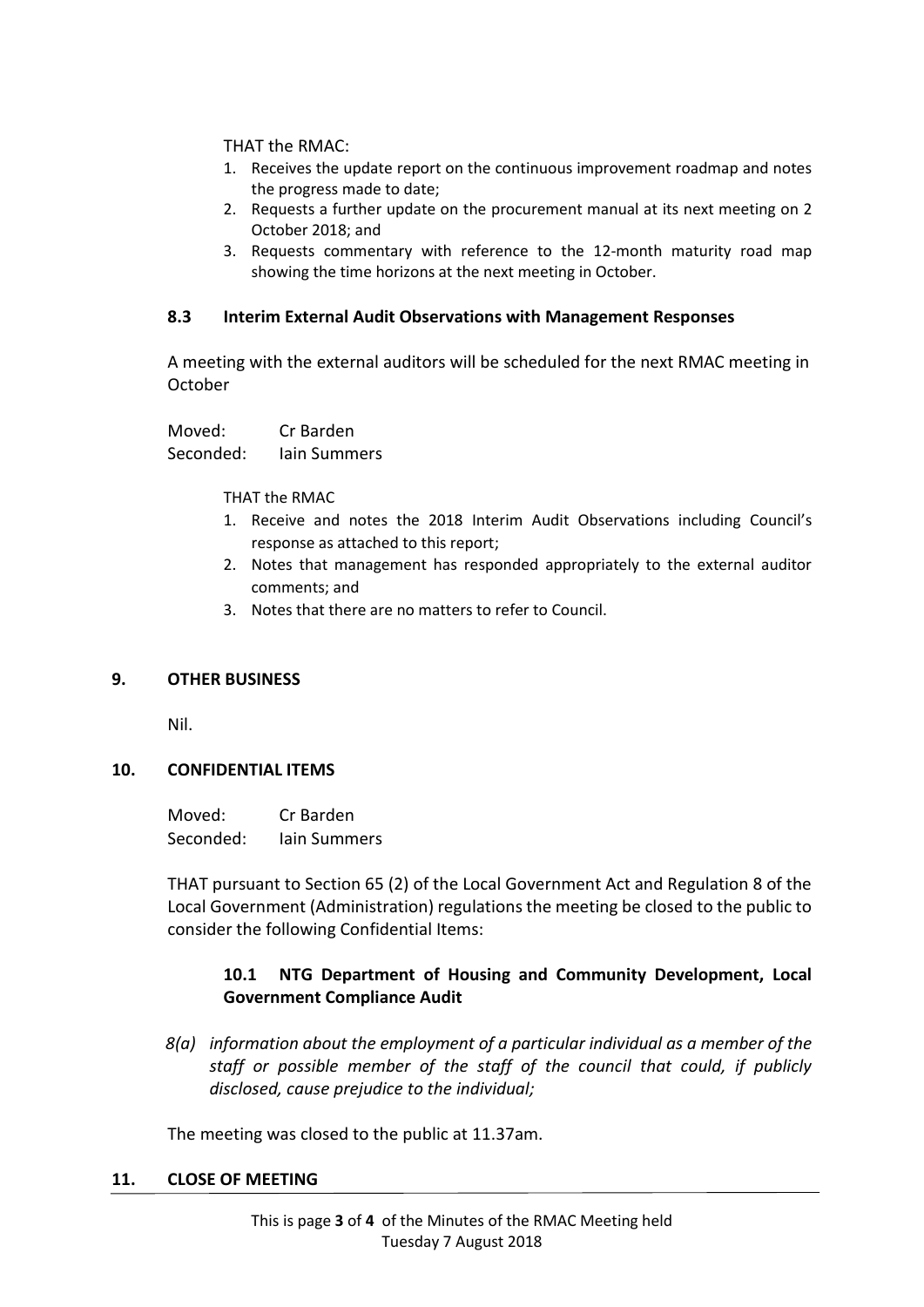THAT the RMAC:

1. Receives the update report on the continuous improvement roadmap and notes the progress made to date;
2. Requests a further update on the procurement manual at its next meeting on 2 October 2018; and
3. Requests commentary with reference to the 12-month maturity road map showing the time horizons at the next meeting in October.

### 8.3 Interim External Audit Observations with Management Responses

A meeting with the external auditors will be scheduled for the next RMAC meeting in October

Moved: Cr Barden
Seconded: Iain Summers

THAT the RMAC

1. Receive and notes the 2018 Interim Audit Observations including Council's response as attached to this report;
2. Notes that management has responded appropriately to the external auditor comments; and
3. Notes that there are no matters to refer to Council.

## 9. OTHER BUSINESS

Nil.

## 10. CONFIDENTIAL ITEMS

Moved: Cr Barden
Seconded: Iain Summers

THAT pursuant to Section 65 (2) of the Local Government Act and Regulation 8 of the Local Government (Administration) regulations the meeting be closed to the public to consider the following Confidential Items:

### 10.1 NTG Department of Housing and Community Development, Local Government Compliance Audit

*8(a) information about the employment of a particular individual as a member of the staff or possible member of the staff of the council that could, if publicly disclosed, cause prejudice to the individual;*

The meeting was closed to the public at 11.37am.

## 11. CLOSE OF MEETING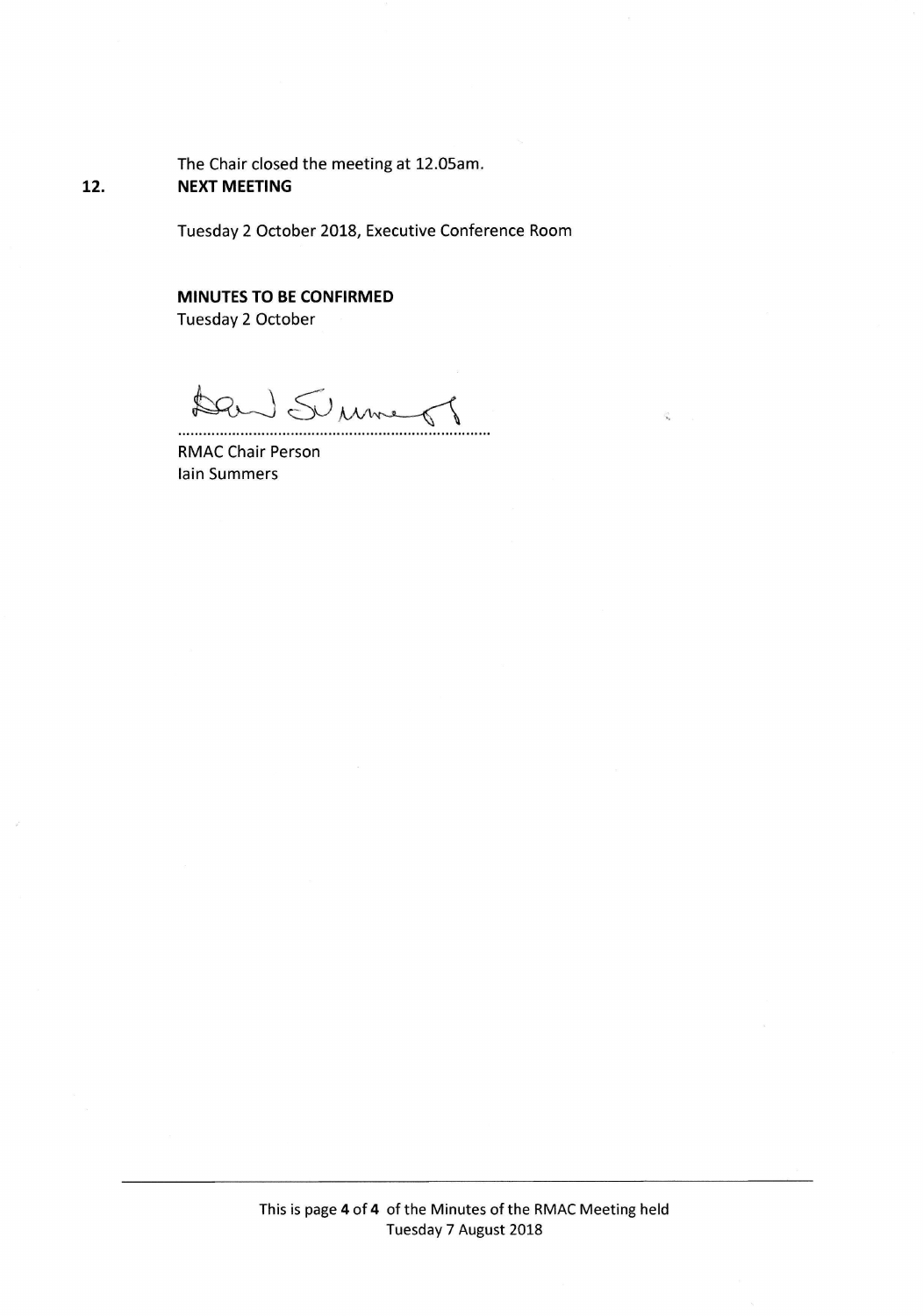The Chair closed the meeting at 12.05am.

**12. NEXT MEETING**

Tuesday 2 October 2018, Executive Conference Room

**MINUTES TO BE CONFIRMED**
Tuesday 2 October

..........................................................................

RMAC Chair Person
Iain Summers